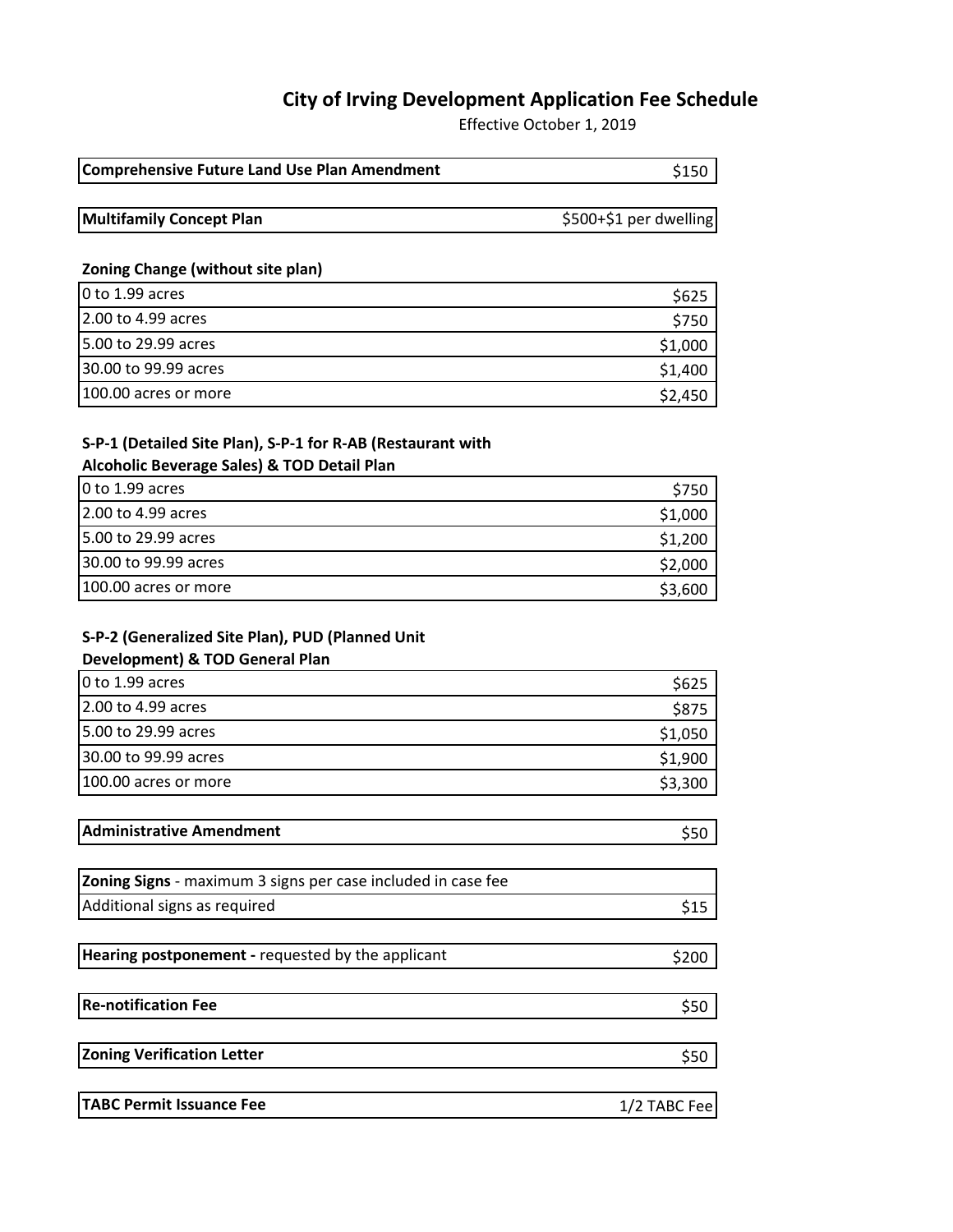# City of Irving Development Application Fee Schedule

Effective October 1, 2019

| **Comprehensive Future Land Use Plan Amendment** | $150 |
| --- | --- |

| **Multifamily Concept Plan** | $500+$1 per dwelling |
| --- | --- |

**Zoning Change (without site plan)**

| Acreage | Fee |
| --- | --- |
| 0 to 1.99 acres | $625 |
| 2.00 to 4.99 acres | $750 |
| 5.00 to 29.99 acres | $1,000 |
| 30.00 to 99.99 acres | $1,400 |
| 100.00 acres or more | $2,450 |

**S-P-1 (Detailed Site Plan), S-P-1 for R-AB (Restaurant with Alcoholic Beverage Sales) & TOD Detail Plan**

| Acreage | Fee |
| --- | --- |
| 0 to 1.99 acres | $750 |
| 2.00 to 4.99 acres | $1,000 |
| 5.00 to 29.99 acres | $1,200 |
| 30.00 to 99.99 acres | $2,000 |
| 100.00 acres or more | $3,600 |

**S-P-2 (Generalized Site Plan), PUD (Planned Unit Development) & TOD General Plan**

| Acreage | Fee |
| --- | --- |
| 0 to 1.99 acres | $625 |
| 2.00 to 4.99 acres | $875 |
| 5.00 to 29.99 acres | $1,050 |
| 30.00 to 99.99 acres | $1,900 |
| 100.00 acres or more | $3,300 |

| **Administrative Amendment** | $50 |
| --- | --- |

| **Zoning Signs** - maximum 3 signs per case included in case fee | |
| --- | --- |
| Additional signs as required | $15 |

| **Hearing postponement -** requested by the applicant | $200 |
| --- | --- |

| **Re-notification Fee** | $50 |
| --- | --- |

| **Zoning Verification Letter** | $50 |
| --- | --- |

| **TABC Permit Issuance Fee** | 1/2 TABC Fee |
| --- | --- |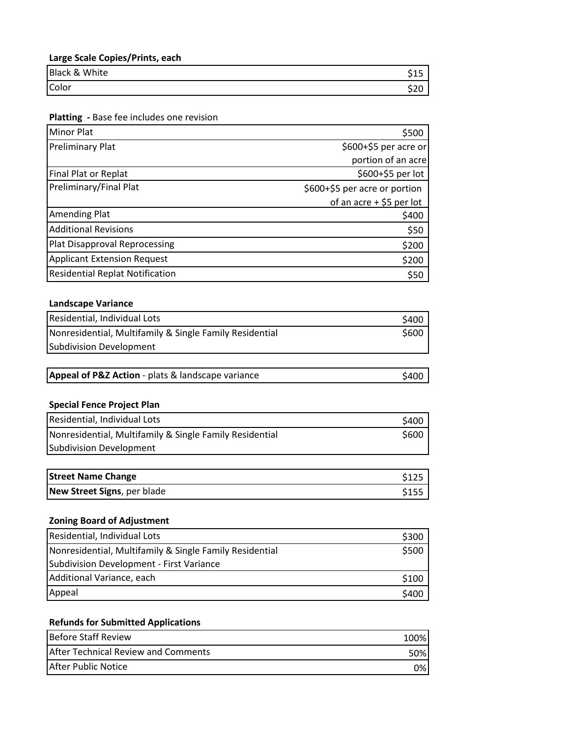**Large Scale Copies/Prints, each**

| | |
|---|---|
| Black & White | $15 |
| Color | $20 |

**Platting** - Base fee includes one revision

| | |
|---|---|
| Minor Plat | $500 |
| Preliminary Plat | $600+$5 per acre or portion of an acre |
| Final Plat or Replat | $600+$5 per lot |
| Preliminary/Final Plat | $600+$5 per acre or portion of an acre + $5 per lot |
| Amending Plat | $400 |
| Additional Revisions | $50 |
| Plat Disapproval Reprocessing | $200 |
| Applicant Extension Request | $200 |
| Residential Replat Notification | $50 |

**Landscape Variance**

| | |
|---|---|
| Residential, Individual Lots | $400 |
| Nonresidential, Multifamily & Single Family Residential Subdivision Development | $600 |

| | |
|---|---|
| **Appeal of P&Z Action** - plats & landscape variance | $400 |

**Special Fence Project Plan**

| | |
|---|---|
| Residential, Individual Lots | $400 |
| Nonresidential, Multifamily & Single Family Residential Subdivision Development | $600 |

| | |
|---|---|
| **Street Name Change** | $125 |
| **New Street Signs**, per blade | $155 |

**Zoning Board of Adjustment**

| | |
|---|---|
| Residential, Individual Lots | $300 |
| Nonresidential, Multifamily & Single Family Residential Subdivision Development - First Variance | $500 |
| Additional Variance, each | $100 |
| Appeal | $400 |

**Refunds for Submitted Applications**

| | |
|---|---|
| Before Staff Review | 100% |
| After Technical Review and Comments | 50% |
| After Public Notice | 0% |